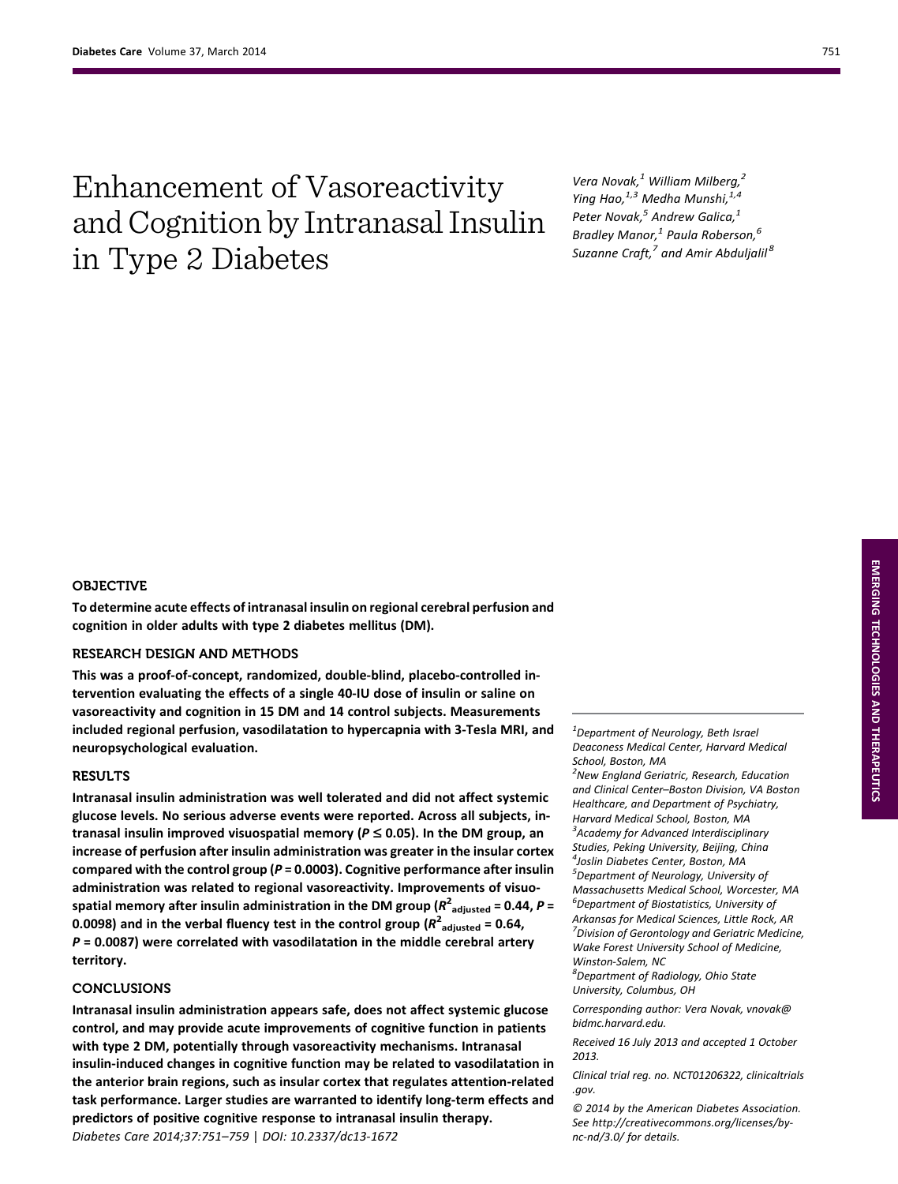# Enhancement of Vasoreactivity and Cognition by Intranasal Insulin in Type 2 Diabetes

*Vera Novak,[1] William Milberg,[2] Ying Hao,[1,3] Medha Munshi,[1,4] Peter Novak,[5] Andrew Galica,[1] Bradley Manor,[1] Paula Roberson,[6] Suzanne Craft,[7] and Amir Abduljalil[8]*

## OBJECTIVE

**To determine acute effects of intranasal insulin on regional cerebral perfusion and cognition in older adults with type 2 diabetes mellitus (DM).**

## RESEARCH DESIGN AND METHODS

**This was a proof-of-concept, randomized, double-blind, placebo-controlled intervention evaluating the effects of a single 40-IU dose of insulin or saline on vasoreactivity and cognition in 15 DM and 14 control subjects. Measurements included regional perfusion, vasodilatation to hypercapnia with 3-Tesla MRI, and neuropsychological evaluation.**

## RESULTS

**Intranasal insulin administration was well tolerated and did not affect systemic glucose levels. No serious adverse events were reported. Across all subjects, intranasal insulin improved visuospatial memory ($P \leq 0.05$). In the DM group, an increase of perfusion after insulin administration was greater in the insular cortex compared with the control group ($P = 0.0003$). Cognitive performance after insulin administration was related to regional vasoreactivity. Improvements of visuospatial memory after insulin administration in the DM group ($R^2_{adjusted} = 0.44$, $P = 0.0098$) and in the verbal fluency test in the control group ($R^2_{adjusted} = 0.64$, $P = 0.0087$) were correlated with vasodilatation in the middle cerebral artery territory.**

## CONCLUSIONS

**Intranasal insulin administration appears safe, does not affect systemic glucose control, and may provide acute improvements of cognitive function in patients with type 2 DM, potentially through vasoreactivity mechanisms. Intranasal insulin-induced changes in cognitive function may be related to vasodilatation in the anterior brain regions, such as insular cortex that regulates attention-related task performance. Larger studies are warranted to identify long-term effects and predictors of positive cognitive response to intranasal insulin therapy.**

*Diabetes Care 2014;37:751–759 | DOI: 10.2337/dc13-1672*

[1]Department of Neurology, Beth Israel Deaconess Medical Center, Harvard Medical School, Boston, MA
[2]New England Geriatric, Research, Education and Clinical Center–Boston Division, VA Boston Healthcare, and Department of Psychiatry, Harvard Medical School, Boston, MA
[3]Academy for Advanced Interdisciplinary Studies, Peking University, Beijing, China
[4]Joslin Diabetes Center, Boston, MA
[5]Department of Neurology, University of Massachusetts Medical School, Worcester, MA
[6]Department of Biostatistics, University of Arkansas for Medical Sciences, Little Rock, AR
[7]Division of Gerontology and Geriatric Medicine, Wake Forest University School of Medicine, Winston-Salem, NC
[8]Department of Radiology, Ohio State University, Columbus, OH

*Corresponding author: Vera Novak, vnovak@bidmc.harvard.edu.*

*Received 16 July 2013 and accepted 1 October 2013.*

*Clinical trial reg. no. NCT01206322, clinicaltrials.gov.*

*© 2014 by the American Diabetes Association. See http://creativecommons.org/licenses/by-nc-nd/3.0/ for details.*

EMERGING TECHNOLOGIES AND THERAPEUTICS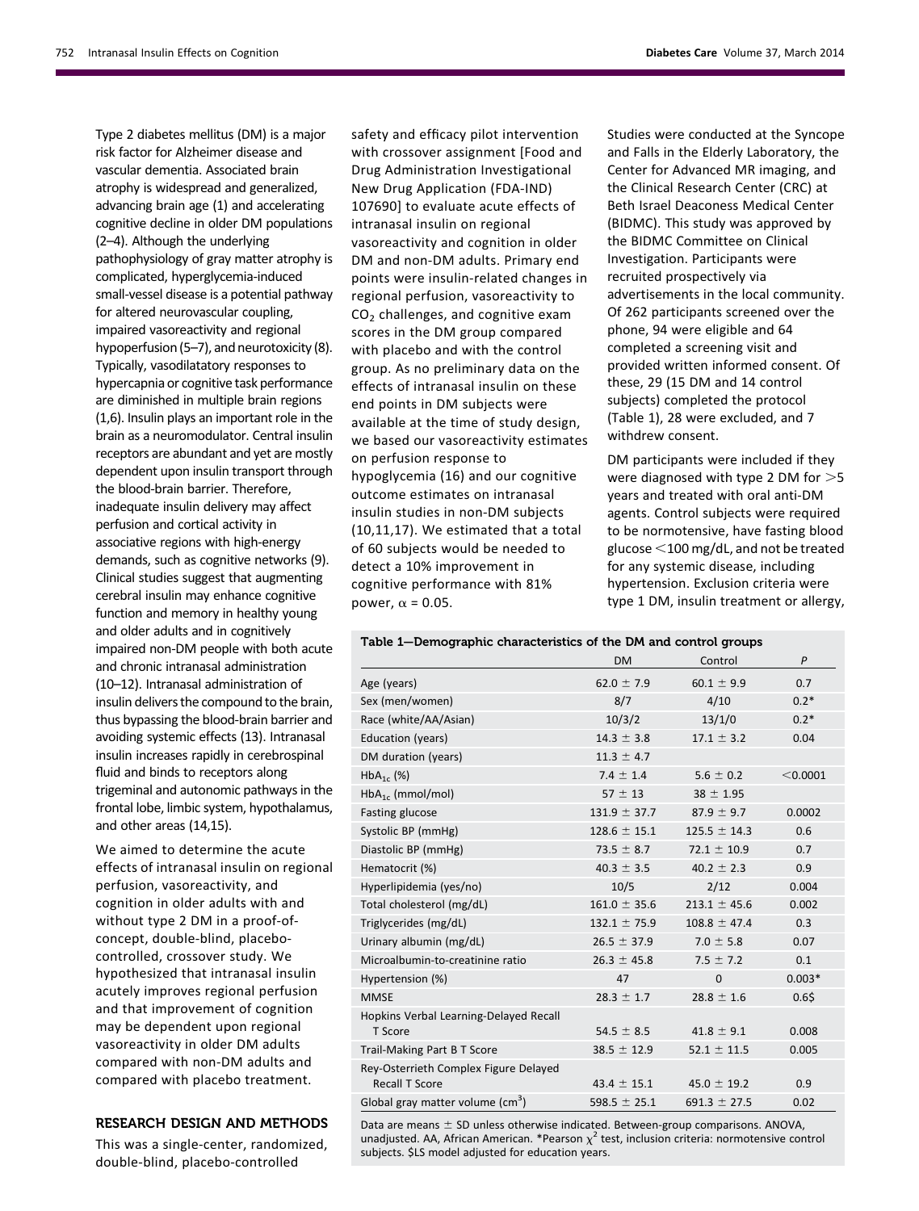Type 2 diabetes mellitus (DM) is a major risk factor for Alzheimer disease and vascular dementia. Associated brain atrophy is widespread and generalized, advancing brain age (1) and accelerating cognitive decline in older DM populations (2–4). Although the underlying pathophysiology of gray matter atrophy is complicated, hyperglycemia-induced small-vessel disease is a potential pathway for altered neurovascular coupling, impaired vasoreactivity and regional hypoperfusion (5–7), and neurotoxicity (8). Typically, vasodilatatory responses to hypercapnia or cognitive task performance are diminished in multiple brain regions (1,6). Insulin plays an important role in the brain as a neuromodulator. Central insulin receptors are abundant and yet are mostly dependent upon insulin transport through the blood-brain barrier. Therefore, inadequate insulin delivery may affect perfusion and cortical activity in associative regions with high-energy demands, such as cognitive networks (9). Clinical studies suggest that augmenting cerebral insulin may enhance cognitive function and memory in healthy young and older adults and in cognitively impaired non-DM people with both acute and chronic intranasal administration (10–12). Intranasal administration of insulin delivers the compound to the brain, thus bypassing the blood-brain barrier and avoiding systemic effects (13). Intranasal insulin increases rapidly in cerebrospinal fluid and binds to receptors along trigeminal and autonomic pathways in the frontal lobe, limbic system, hypothalamus, and other areas (14,15).

We aimed to determine the acute effects of intranasal insulin on regional perfusion, vasoreactivity, and cognition in older adults with and without type 2 DM in a proof-of-concept, double-blind, placebo-controlled, crossover study. We hypothesized that intranasal insulin acutely improves regional perfusion and that improvement of cognition may be dependent upon regional vasoreactivity in older DM adults compared with non-DM adults and compared with placebo treatment.

## RESEARCH DESIGN AND METHODS

This was a single-center, randomized, double-blind, placebo-controlled safety and efficacy pilot intervention with crossover assignment [Food and Drug Administration Investigational New Drug Application (FDA-IND) 107690] to evaluate acute effects of intranasal insulin on regional vasoreactivity and cognition in older DM and non-DM adults. Primary end points were insulin-related changes in regional perfusion, vasoreactivity to $CO_2$ challenges, and cognitive exam scores in the DM group compared with placebo and with the control group. As no preliminary data on the effects of intranasal insulin on these end points in DM subjects were available at the time of study design, we based our vasoreactivity estimates on perfusion response to hypoglycemia (16) and our cognitive outcome estimates on intranasal insulin studies in non-DM subjects (10,11,17). We estimated that a total of 60 subjects would be needed to detect a 10% improvement in cognitive performance with 81% power, $\alpha = 0.05$.

Studies were conducted at the Syncope and Falls in the Elderly Laboratory, the Center for Advanced MR imaging, and the Clinical Research Center (CRC) at Beth Israel Deaconess Medical Center (BIDMC). This study was approved by the BIDMC Committee on Clinical Investigation. Participants were recruited prospectively via advertisements in the local community. Of 262 participants screened over the phone, 94 were eligible and 64 completed a screening visit and provided written informed consent. Of these, 29 (15 DM and 14 control subjects) completed the protocol (Table 1), 28 were excluded, and 7 withdrew consent.

DM participants were included if they were diagnosed with type 2 DM for >5 years and treated with oral anti-DM agents. Control subjects were required to be normotensive, have fasting blood glucose <100 mg/dL, and not be treated for any systemic disease, including hypertension. Exclusion criteria were type 1 DM, insulin treatment or allergy,

**Table 1—Demographic characteristics of the DM and control groups**

| | DM | Control | P |
|---|---|---|---|
| Age (years) | 62.0 ± 7.9 | 60.1 ± 9.9 | 0.7 |
| Sex (men/women) | 8/7 | 4/10 | 0.2* |
| Race (white/AA/Asian) | 10/3/2 | 13/1/0 | 0.2* |
| Education (years) | 14.3 ± 3.8 | 17.1 ± 3.2 | 0.04 |
| DM duration (years) | 11.3 ± 4.7 | | |
| $HbA_{1c}$ (%) | 7.4 ± 1.4 | 5.6 ± 0.2 | <0.0001 |
| $HbA_{1c}$ (mmol/mol) | 57 ± 13 | 38 ± 1.95 | |
| Fasting glucose | 131.9 ± 37.7 | 87.9 ± 9.7 | 0.0002 |
| Systolic BP (mmHg) | 128.6 ± 15.1 | 125.5 ± 14.3 | 0.6 |
| Diastolic BP (mmHg) | 73.5 ± 8.7 | 72.1 ± 10.9 | 0.7 |
| Hematocrit (%) | 40.3 ± 3.5 | 40.2 ± 2.3 | 0.9 |
| Hyperlipidemia (yes/no) | 10/5 | 2/12 | 0.004 |
| Total cholesterol (mg/dL) | 161.0 ± 35.6 | 213.1 ± 45.6 | 0.002 |
| Triglycerides (mg/dL) | 132.1 ± 75.9 | 108.8 ± 47.4 | 0.3 |
| Urinary albumin (mg/dL) | 26.5 ± 37.9 | 7.0 ± 5.8 | 0.07 |
| Microalbumin-to-creatinine ratio | 26.3 ± 45.8 | 7.5 ± 7.2 | 0.1 |
| Hypertension (%) | 47 | 0 | 0.003* |
| MMSE | 28.3 ± 1.7 | 28.8 ± 1.6 | 0.6$ |
| Hopkins Verbal Learning-Delayed Recall T Score | 54.5 ± 8.5 | 41.8 ± 9.1 | 0.008 |
| Trail-Making Part B T Score | 38.5 ± 12.9 | 52.1 ± 11.5 | 0.005 |
| Rey-Osterrieth Complex Figure Delayed Recall T Score | 43.4 ± 15.1 | 45.0 ± 19.2 | 0.9 |
| Global gray matter volume ($cm^3$) | 598.5 ± 25.1 | 691.3 ± 27.5 | 0.02 |

Data are means ± SD unless otherwise indicated. Between-group comparisons. ANOVA, unadjusted. AA, African American. *Pearson $\chi^2$ test, inclusion criteria: normotensive control subjects. $LS model adjusted for education years.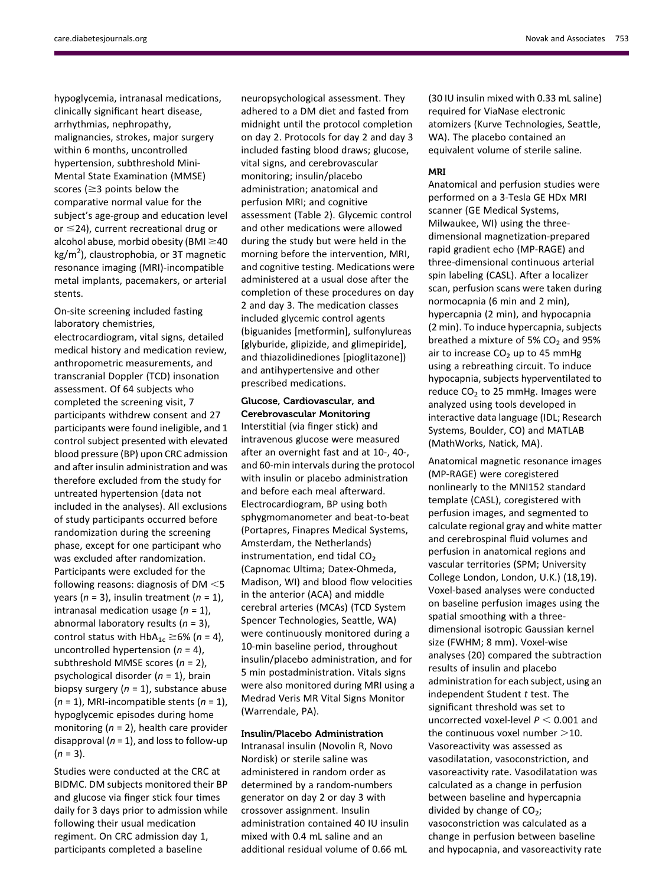hypoglycemia, intranasal medications, clinically significant heart disease, arrhythmias, nephropathy, malignancies, strokes, major surgery within 6 months, uncontrolled hypertension, subthreshold Mini-Mental State Examination (MMSE) scores (≥3 points below the comparative normal value for the subject's age-group and education level or ≤24), current recreational drug or alcohol abuse, morbid obesity (BMI ≥40 $kg/m^2$), claustrophobia, or 3T magnetic resonance imaging (MRI)-incompatible metal implants, pacemakers, or arterial stents.

On-site screening included fasting laboratory chemistries, electrocardiogram, vital signs, detailed medical history and medication review, anthropometric measurements, and transcranial Doppler (TCD) insonation assessment. Of 64 subjects who completed the screening visit, 7 participants withdrew consent and 27 participants were found ineligible, and 1 control subject presented with elevated blood pressure (BP) upon CRC admission and after insulin administration and was therefore excluded from the study for untreated hypertension (data not included in the analyses). All exclusions of study participants occurred before randomization during the screening phase, except for one participant who was excluded after randomization. Participants were excluded for the following reasons: diagnosis of DM <5 years ($n$ = 3), insulin treatment ($n$ = 1), intranasal medication usage ($n$ = 1), abnormal laboratory results ($n$ = 3), control status with $HbA_{1c}$ ≥6% ($n$ = 4), uncontrolled hypertension ($n$ = 4), subthreshold MMSE scores ($n$ = 2), psychological disorder ($n$ = 1), brain biopsy surgery ($n$ = 1), substance abuse ($n$ = 1), MRI-incompatible stents ($n$ = 1), hypoglycemic episodes during home monitoring ($n$ = 2), health care provider disapproval ($n$ = 1), and loss to follow-up ($n$ = 3).

Studies were conducted at the CRC at BIDMC. DM subjects monitored their BP and glucose via finger stick four times daily for 3 days prior to admission while following their usual medication regiment. On CRC admission day 1, participants completed a baseline neuropsychological assessment. They adhered to a DM diet and fasted from midnight until the protocol completion on day 2. Protocols for day 2 and day 3 included fasting blood draws; glucose, vital signs, and cerebrovascular monitoring; insulin/placebo administration; anatomical and perfusion MRI; and cognitive assessment (Table 2). Glycemic control and other medications were allowed during the study but were held in the morning before the intervention, MRI, and cognitive testing. Medications were administered at a usual dose after the completion of these procedures on day 2 and day 3. The medication classes included glycemic control agents (biguanides [metformin], sulfonylureas [glyburide, glipizide, and glimepiride], and thiazolidinediones [pioglitazone]) and antihypertensive and other prescribed medications.

### Glucose, Cardiovascular, and Cerebrovascular Monitoring

Interstitial (via finger stick) and intravenous glucose were measured after an overnight fast and at 10-, 40-, and 60-min intervals during the protocol with insulin or placebo administration and before each meal afterward. Electrocardiogram, BP using both sphygmomanometer and beat-to-beat (Portapres, Finapres Medical Systems, Amsterdam, the Netherlands) instrumentation, end tidal $CO_2$ (Capnomac Ultima; Datex-Ohmeda, Madison, WI) and blood flow velocities in the anterior (ACA) and middle cerebral arteries (MCAs) (TCD System Spencer Technologies, Seattle, WA) were continuously monitored during a 10-min baseline period, throughout insulin/placebo administration, and for 5 min postadministration. Vitals signs were also monitored during MRI using a Medrad Veris MR Vital Signs Monitor (Warrendale, PA).

### Insulin/Placebo Administration

Intranasal insulin (Novolin R, Novo Nordisk) or sterile saline was administered in random order as determined by a random-numbers generator on day 2 or day 3 with crossover assignment. Insulin administration contained 40 IU insulin mixed with 0.4 mL saline and an additional residual volume of 0.66 mL (30 IU insulin mixed with 0.33 mL saline) required for ViaNase electronic atomizers (Kurve Technologies, Seattle, WA). The placebo contained an equivalent volume of sterile saline.

### MRI

Anatomical and perfusion studies were performed on a 3-Tesla GE HDx MRI scanner (GE Medical Systems, Milwaukee, WI) using the three-dimensional magnetization-prepared rapid gradient echo (MP-RAGE) and three-dimensional continuous arterial spin labeling (CASL). After a localizer scan, perfusion scans were taken during normocapnia (6 min and 2 min), hypercapnia (2 min), and hypocapnia (2 min). To induce hypercapnia, subjects breathed a mixture of 5% $CO_2$ and 95% air to increase $CO_2$ up to 45 mmHg using a rebreathing circuit. To induce hypocapnia, subjects hyperventilated to reduce $CO_2$ to 25 mmHg. Images were analyzed using tools developed in interactive data language (IDL; Research Systems, Boulder, CO) and MATLAB (MathWorks, Natick, MA).

Anatomical magnetic resonance images (MP-RAGE) were coregistered nonlinearly to the MNI152 standard template (CASL), coregistered with perfusion images, and segmented to calculate regional gray and white matter and cerebrospinal fluid volumes and perfusion in anatomical regions and vascular territories (SPM; University College London, London, U.K.) (18,19). Voxel-based analyses were conducted on baseline perfusion images using the spatial smoothing with a three-dimensional isotropic Gaussian kernel size (FWHM; 8 mm). Voxel-wise analyses (20) compared the subtraction results of insulin and placebo administration for each subject, using an independent Student $t$ test. The significant threshold was set to uncorrected voxel-level $P < 0.001$ and the continuous voxel number >10. Vasoreactivity was assessed as vasodilatation, vasoconstriction, and vasoreactivity rate. Vasodilatation was calculated as a change in perfusion between baseline and hypercapnia divided by change of $CO_2$; vasoconstriction was calculated as a change in perfusion between baseline and hypocapnia, and vasoreactivity rate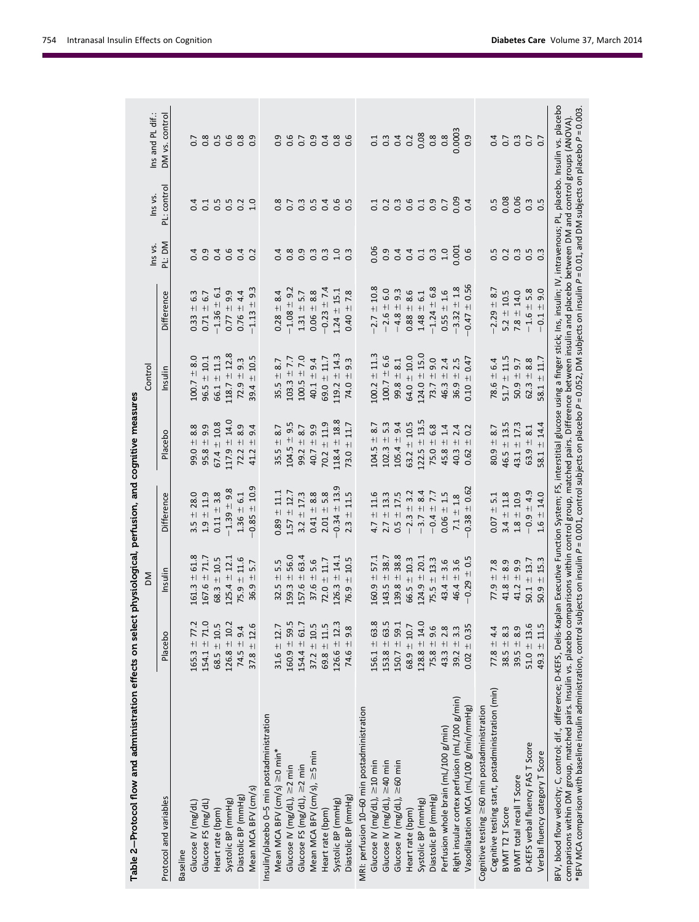Table 2—Protocol flow and administration effects on select physiological, perfusion, and cognitive measures

| Protocol and variables | DM | | | Control | | | Ins vs. PL: DM | Ins vs. PL: control | Ins and PL dif.: DM vs. control |
|---|---|---|---|---|---|---|---|---|---|
| | Placebo | Insulin | Difference | Placebo | Insulin | Difference | | | |
| Baseline | | | | | | | | | |
| Glucose IV (mg/dL) | 165.3 ± 77.2 | 161.3 ± 61.8 | 3.5 ± 28.0 | 99.0 ± 8.8 | 100.7 ± 8.0 | 0.33 ± 6.3 | 0.4 | 0.4 | 0.7 |
| Glucose FS (mg/dL) | 154.1 ± 71.0 | 167.6 ± 71.7 | 1.9 ± 11.9 | 95.8 ± 9.9 | 96.5 ± 10.1 | 0.71 ± 6.7 | 0.9 | 0.1 | 0.8 |
| Heart rate (bpm) | 68.5 ± 10.5 | 68.3 ± 10.5 | 0.11 ± 3.8 | 67.4 ± 10.8 | 66.1 ± 11.3 | −1.36 ± 6.1 | 0.4 | 0.5 | 0.5 |
| Systolic BP (mmHg) | 126.8 ± 10.2 | 125.4 ± 12.1 | −1.39 ± 9.8 | 117.9 ± 14.0 | 118.7 ± 12.8 | 0.77 ± 9.9 | 0.6 | 0.5 | 0.6 |
| Diastolic BP (mmHg) | 74.5 ± 9.4 | 75.9 ± 11.6 | 1.36 ± 6.1 | 72.2 ± 8.9 | 72.9 ± 9.3 | 0.76 ± 4.4 | 0.4 | 0.2 | 0.8 |
| Mean MCA BFV (cm/s) | 37.8 ± 12.6 | 36.9 ± 5.7 | −0.85 ± 10.9 | 41.2 ± 9.4 | 39.4 ± 10.5 | −1.13 ± 9.3 | 0.2 | 1.0 | 0.9 |
| Insulin/placebo 0–5 min postadministration | | | | | | | | | |
| Mean MCA BFV (cm/s) ≥0 min* | 31.6 ± 12.7 | 32.5 ± 5.5 | 0.89 ± 11.1 | 35.5 ± 8.7 | 35.5 ± 8.7 | 0.28 ± 8.4 | 0.4 | 0.8 | 0.9 |
| Glucose IV (mg/dL), ≥2 min | 160.9 ± 59.5 | 159.3 ± 56.0 | 1.57 ± 12.7 | 104.5 ± 9.5 | 103.3 ± 7.7 | −1.08 ± 9.2 | 0.8 | 0.7 | 0.6 |
| Glucose FS (mg/dL), ≥2 min | 154.4 ± 61.7 | 157.6 ± 63.4 | 3.2 ± 17.3 | 99.2 ± 8.7 | 100.5 ± 7.0 | 1.31 ± 5.7 | 0.9 | 0.3 | 0.7 |
| Mean MCA BFV (cm/s), ≥5 min | 37.2 ± 10.5 | 37.6 ± 5.6 | 0.41 ± 8.8 | 40.7 ± 9.9 | 40.1 ± 9.4 | 0.06 ± 8.8 | 0.3 | 0.5 | 0.9 |
| Heart rate (bpm) | 69.8 ± 11.5 | 72.0 ± 11.7 | 2.01 ± 5.8 | 70.2 ± 11.9 | 69.0 ± 11.7 | −0.23 ± 7.4 | 0.3 | 0.4 | 0.4 |
| Systolic BP (mmHg) | 126.6 ± 12.3 | 126.3 ± 14.1 | −0.34 ± 13.9 | 118.4 ± 18.8 | 119.2 ± 14.3 | 1.24 ± 15.1 | 1.0 | 0.6 | 0.8 |
| Diastolic BP (mmHg) | 74.6 ± 9.8 | 76.9 ± 10.5 | 2.3 ± 11.5 | 73.0 ± 11.7 | 74.0 ± 9.3 | 0.40 ± 7.8 | 0.3 | 0.5 | 0.6 |
| MRI: perfusion 10–60 min postadministration | | | | | | | | | |
| Glucose IV (mg/dL), ≥10 min | 156.1 ± 63.8 | 160.9 ± 57.1 | 4.7 ± 11.6 | 104.5 ± 8.7 | 100.2 ± 11.3 | −2.7 ± 10.8 | 0.06 | 0.1 | 0.1 |
| Glucose IV (mg/dL), ≥40 min | 153.8 ± 63.5 | 143.5 ± 38.7 | 2.7 ± 13.3 | 102.3 ± 5.3 | 100.7 ± 6.6 | −2.6 ± 6.0 | 0.9 | 0.2 | 0.3 |
| Glucose IV (mg/dL), ≥60 min | 150.7 ± 59.1 | 139.8 ± 38.8 | 0.5 ± 17.5 | 105.4 ± 9.4 | 99.8 ± 8.1 | −4.8 ± 9.3 | 0.4 | 0.3 | 0.4 |
| Heart rate (bpm) | 68.9 ± 10.7 | 66.5 ± 10.3 | −2.3 ± 3.2 | 63.2 ± 10.5 | 64.0 ± 10.0 | 0.88 ± 8.6 | 0.4 | 0.6 | 0.2 |
| Systolic BP (mmHg) | 128.8 ± 14.0 | 124.9 ± 20.1 | −3.7 ± 8.4 | 122.5 ± 13.5 | 124.0 ± 15.0 | 1.48 ± 6.1 | 0.1 | 0.1 | 0.08 |
| Diastolic BP (mmHg) | 75.8 ± 9.6 | 75.5 ± 13.3 | −0.4 ± 7.7 | 75.0 ± 6.8 | 73.7 ± 9.0 | −1.24 ± 6.8 | 0.3 | 0.9 | 0.8 |
| Perfusion whole brain (mL/100 g/min) | 43.3 ± 2.8 | 43.4 ± 3.6 | 0.06 ± 1.5 | 45.8 ± 1.4 | 46.3 ± 2.4 | 0.55 ± 1.6 | 1.0 | 0.7 | 0.8 |
| Right insular cortex perfusion (mL/100 g/min) | 39.2 ± 3.3 | 46.4 ± 3.6 | 7.1 ± 1.8 | 40.3 ± 2.4 | 36.9 ± 2.5 | −3.32 ± 1.8 | 0.001 | 0.09 | 0.0003 |
| Vasodilatation MCA (mL/100 g/min/mmHg) | 0.02 ± 0.35 | −0.29 ± 0.5 | −0.38 ± 0.62 | 0.62 ± 0.2 | 0.10 ± 0.47 | −0.47 ± 0.56 | 0.6 | 0.4 | 0.9 |
| Cognitive testing ≥60 min postadministration | | | | | | | | | |
| Cognitive testing start, postadministration (min) | 77.8 ± 4.4 | 77.9 ± 7.8 | 0.07 ± 5.1 | 80.9 ± 8.7 | 78.6 ± 6.4 | −2.29 ± 8.7 | 0.5 | 0.5 | 0.4 |
| BVMT T2 T Score | 38.5 ± 8.3 | 41.8 ± 8.9 | 3.4 ± 11.8 | 46.5 ± 13.5 | 51.7 ± 11.5 | 5.2 ± 10.5 | 0.2 | 0.08 | 0.7 |
| BVMT total recall T Score | 39.5 ± 8.9 | 41.2 ± 9.9 | 1.8 ± 10.9 | 43.1 ± 17.3 | 50.9 ± 9.7 | 7.8 ± 14.0 | 0.3 | 0.06 | 0.3 |
| D-KEFS verbal fluency FAS T Score | 51.0 ± 13.6 | 50.1 ± 13.7 | −0.9 ± 4.9 | 63.9 ± 8.1 | 62.3 ± 8.8 | −1.6 ± 5.8 | 0.5 | 0.3 | 0.7 |
| Verbal fluency category T Score | 49.3 ± 11.5 | 50.9 ± 15.3 | 1.6 ± 14.0 | 58.1 ± 14.4 | 58.1 ± 11.7 | −0.1 ± 9.0 | 0.3 | 0.5 | 0.7 |

BFV, blood flow velocity; C, control; dif., difference; D-KEFS, Delis-Kaplan Executive Function System; FS, interstitial glucose using a finger stick; Ins, insulin; IV, intravenous; PL, placebo. Insulin vs. placebo comparisons within DM group, matched pairs. Insulin vs. placebo comparisons within control group, matched pairs. Difference between insulin and placebo between DM and control groups (ANOVA).
*BFV MCA comparison with baseline insulin administration, control subjects on insulin $P = 0.001$, control subjects on placebo $P = 0.052$, DM subjects on insulin $P = 0.01$, and DM subjects on placebo $P = 0.003$.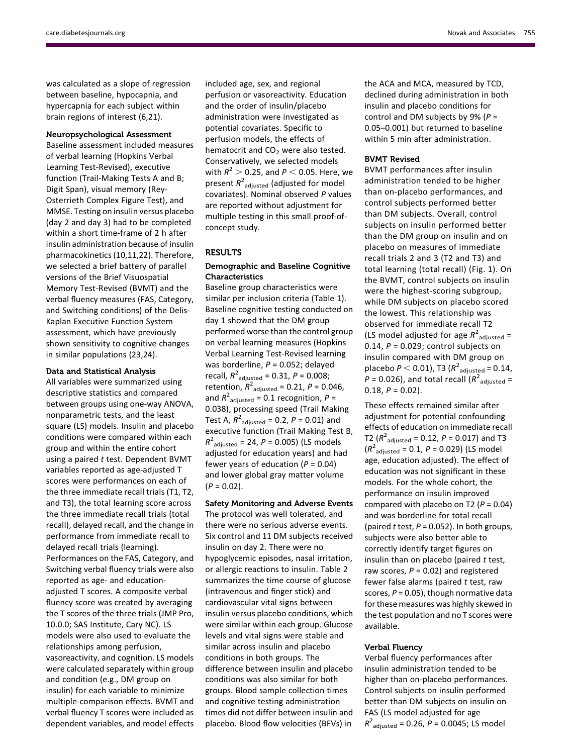was calculated as a slope of regression between baseline, hypocapnia, and hypercapnia for each subject within brain regions of interest (6,21).

### Neuropsychological Assessment

Baseline assessment included measures of verbal learning (Hopkins Verbal Learning Test-Revised), executive function (Trail-Making Tests A and B; Digit Span), visual memory (Rey-Osterrieth Complex Figure Test), and MMSE. Testing on insulin versus placebo (day 2 and day 3) had to be completed within a short time-frame of 2 h after insulin administration because of insulin pharmacokinetics (10,11,22). Therefore, we selected a brief battery of parallel versions of the Brief Visuospatial Memory Test-Revised (BVMT) and the verbal fluency measures (FAS, Category, and Switching conditions) of the Delis-Kaplan Executive Function System assessment, which have previously shown sensitivity to cognitive changes in similar populations (23,24).

### Data and Statistical Analysis

All variables were summarized using descriptive statistics and compared between groups using one-way ANOVA, nonparametric tests, and the least square (LS) models. Insulin and placebo conditions were compared within each group and within the entire cohort using a paired *t* test. Dependent BVMT variables reported as age-adjusted T scores were performances on each of the three immediate recall trials (T1, T2, and T3), the total learning score across the three immediate recall trials (total recall), delayed recall, and the change in performance from immediate recall to delayed recall trials (learning). Performances on the FAS, Category, and Switching verbal fluency trials were also reported as age- and education-adjusted T scores. A composite verbal fluency score was created by averaging the T scores of the three trials (JMP Pro, 10.0.0; SAS Institute, Cary NC). LS models were also used to evaluate the relationships among perfusion, vasoreactivity, and cognition. LS models were calculated separately within group and condition (e.g., DM group on insulin) for each variable to minimize multiple-comparison effects. BVMT and verbal fluency T scores were included as dependent variables, and model effects included age, sex, and regional perfusion or vasoreactivity. Education and the order of insulin/placebo administration were investigated as potential covariates. Specific to perfusion models, the effects of hematocrit and $CO_2$ were also tested. Conservatively, we selected models with $R^2 > 0.25$, and $P < 0.05$. Here, we present $R^2_{adjusted}$ (adjusted for model covariates). Nominal observed *P* values are reported without adjustment for multiple testing in this small proof-of-concept study.

## RESULTS

### Demographic and Baseline Cognitive Characteristics

Baseline group characteristics were similar per inclusion criteria (Table 1). Baseline cognitive testing conducted on day 1 showed that the DM group performed worse than the control group on verbal learning measures (Hopkins Verbal Learning Test-Revised learning was borderline, $P = 0.052$; delayed recall, $R^2_{adjusted} = 0.31$, $P = 0.008$; retention, $R^2_{adjusted} = 0.21$, $P = 0.046$, and $R^2_{adjusted} = 0.1$ recognition, $P = 0.038$), processing speed (Trail Making Test A, $R^2_{adjusted} = 0.2$, $P = 0.01$) and executive function (Trail Making Test B, $R^2_{adjusted} = 24$, $P = 0.005$) (LS models adjusted for education years) and had fewer years of education ($P = 0.04$) and lower global gray matter volume ($P = 0.02$).

### Safety Monitoring and Adverse Events

The protocol was well tolerated, and there were no serious adverse events. Six control and 11 DM subjects received insulin on day 2. There were no hypoglycemic episodes, nasal irritation, or allergic reactions to insulin. Table 2 summarizes the time course of glucose (intravenous and finger stick) and cardiovascular vital signs between insulin versus placebo conditions, which were similar within each group. Glucose levels and vital signs were stable and similar across insulin and placebo conditions in both groups. The difference between insulin and placebo conditions was also similar for both groups. Blood sample collection times and cognitive testing administration times did not differ between insulin and placebo. Blood flow velocities (BFVs) in the ACA and MCA, measured by TCD, declined during administration in both insulin and placebo conditions for control and DM subjects by 9% ($P = 0.05–0.001$) but returned to baseline within 5 min after administration.

### BVMT Revised

BVMT performances after insulin administration tended to be higher than on-placebo performances, and control subjects performed better than DM subjects. Overall, control subjects on insulin performed better than the DM group on insulin and on placebo on measures of immediate recall trials 2 and 3 (T2 and T3) and total learning (total recall) (Fig. 1). On the BVMT, control subjects on insulin were the highest-scoring subgroup, while DM subjects on placebo scored the lowest. This relationship was observed for immediate recall T2 (LS model adjusted for age $R^2_{adjusted} = 0.14$, $P = 0.029$; control subjects on insulin compared with DM group on placebo $P < 0.01$), T3 ($R^2_{adjusted} = 0.14$, $P = 0.026$), and total recall ($R^2_{adjusted} = 0.18$, $P = 0.02$).

These effects remained similar after adjustment for potential confounding effects of education on immediate recall T2 ($R^2_{adjusted} = 0.12$, $P = 0.017$) and T3 ($R^2_{adjusted} = 0.1$, $P = 0.029$) (LS model age, education adjusted). The effect of education was not significant in these models. For the whole cohort, the performance on insulin improved compared with placebo on T2 ($P = 0.04$) and was borderline for total recall (paired *t* test, $P = 0.052$). In both groups, subjects were also better able to correctly identify target figures on insulin than on placebo (paired *t* test, raw scores, $P = 0.02$) and registered fewer false alarms (paired *t* test, raw scores, $P = 0.05$), though normative data for these measures was highly skewed in the test population and no T scores were available.

### Verbal Fluency

Verbal fluency performances after insulin administration tended to be higher than on-placebo performances. Control subjects on insulin performed better than DM subjects on insulin on FAS (LS model adjusted for age $R^2_{adjusted} = 0.26$, $P = 0.0045$; LS model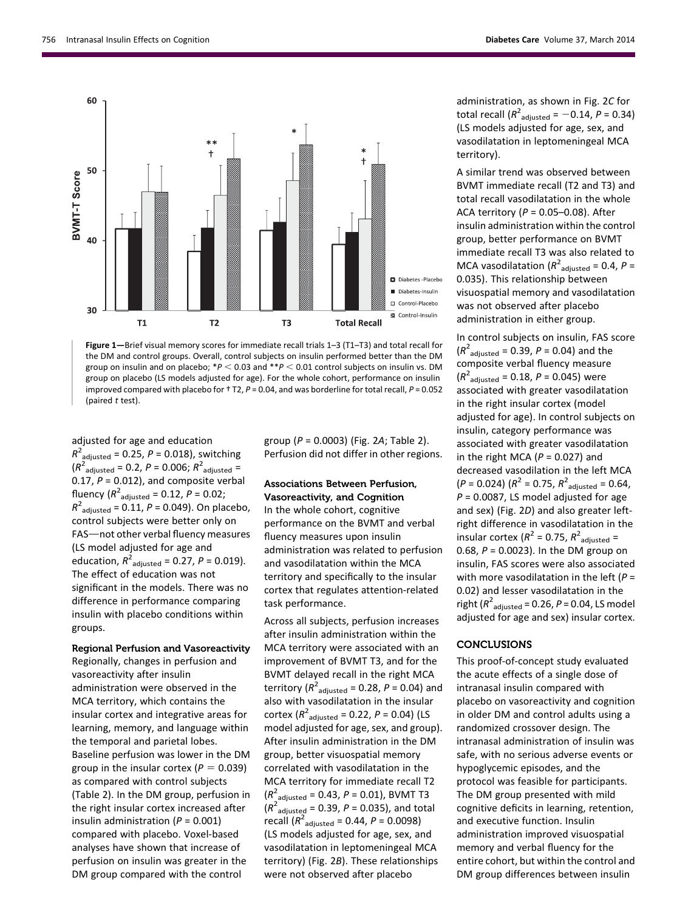Figure 1—Brief visual memory scores for immediate recall trials 1–3 (T1–T3) and total recall for the DM and control groups. Overall, control subjects on insulin performed better than the DM group on insulin and on placebo; \*$P < 0.03$ and \*\*$P < 0.01$ control subjects on insulin vs. DM group on placebo (LS models adjusted for age). For the whole cohort, control subjects, performance on insulin improved compared with placebo for † T2, $P = 0.04$, and was borderline for total recall, $P = 0.052$ (paired $t$ test).

adjusted for age and education $R^2_{adjusted} = 0.25$, $P = 0.018$), switching ($R^2_{adjusted} = 0.2$, $P = 0.006$; $R^2_{adjusted} = 0.17$, $P = 0.012$), and composite verbal fluency ($R^2_{adjusted} = 0.12$, $P = 0.02$; $R^2_{adjusted} = 0.11$, $P = 0.049$). On placebo, control subjects were better only on FAS—not other verbal fluency measures (LS model adjusted for age and education, $R^2_{adjusted} = 0.27$, $P = 0.019$). The effect of education was not significant in the models. There was no difference in performance comparing insulin with placebo conditions within groups.

**Regional Perfusion and Vasoreactivity**

Regionally, changes in perfusion and vasoreactivity after insulin administration were observed in the MCA territory, which contains the insular cortex and integrative areas for learning, memory, and language within the temporal and parietal lobes. Baseline perfusion was lower in the DM group in the insular cortex ($P = 0.039$) as compared with control subjects (Table 2). In the DM group, perfusion in the right insular cortex increased after insulin administration ($P = 0.001$) compared with placebo. Voxel-based analyses have shown that increase of perfusion on insulin was greater in the DM group compared with the control group ($P = 0.0003$) (Fig. 2*A*; Table 2). Perfusion did not differ in other regions.

**Associations Between Perfusion, Vasoreactivity, and Cognition**

In the whole cohort, cognitive performance on the BVMT and verbal fluency measures upon insulin administration was related to perfusion and vasodilatation within the MCA territory and specifically to the insular cortex that regulates attention-related task performance.

Across all subjects, perfusion increases after insulin administration within the MCA territory were associated with an improvement of BVMT T3, and for the BVMT delayed recall in the right MCA territory ($R^2_{adjusted} = 0.28$, $P = 0.04$) and also with vasodilatation in the insular cortex ($R^2_{adjusted} = 0.22$, $P = 0.04$) (LS model adjusted for age, sex, and group). After insulin administration in the DM group, better visuospatial memory correlated with vasodilatation in the MCA territory for immediate recall T2 ($R^2_{adjusted} = 0.43$, $P = 0.01$), BVMT T3 ($R^2_{adjusted} = 0.39$, $P = 0.035$), and total recall ($R^2_{adjusted} = 0.44$, $P = 0.0098$) (LS models adjusted for age, sex, and vasodilatation in leptomeningeal MCA territory) (Fig. 2*B*). These relationships were not observed after placebo administration, as shown in Fig. 2*C* for total recall ($R^2_{adjusted} = -0.14$, $P = 0.34$) (LS models adjusted for age, sex, and vasodilatation in leptomeningeal MCA territory).

A similar trend was observed between BVMT immediate recall (T2 and T3) and total recall vasodilatation in the whole ACA territory ($P = 0.05$–$0.08$). After insulin administration within the control group, better performance on BVMT immediate recall T3 was also related to MCA vasodilatation ($R^2_{adjusted} = 0.4$, $P = 0.035$). This relationship between visuospatial memory and vasodilatation was not observed after placebo administration in either group.

In control subjects on insulin, FAS score ($R^2_{adjusted} = 0.39$, $P = 0.04$) and the composite verbal fluency measure ($R^2_{adjusted} = 0.18$, $P = 0.045$) were associated with greater vasodilatation in the right insular cortex (model adjusted for age). In control subjects on insulin, category performance was associated with greater vasodilatation in the right MCA ($P = 0.027$) and decreased vasodilation in the left MCA ($P = 0.024$) ($R^2 = 0.75$, $R^2_{adjusted} = 0.64$, $P = 0.0087$, LS model adjusted for age and sex) (Fig. 2*D*) and also greater left-right difference in vasodilatation in the insular cortex ($R^2 = 0.75$, $R^2_{adjusted} = 0.68$, $P = 0.0023$). In the DM group on insulin, FAS scores were also associated with more vasodilatation in the left ($P = 0.02$) and lesser vasodilatation in the right ($R^2_{adjusted} = 0.26$, $P = 0.04$, LS model adjusted for age and sex) insular cortex.

## CONCLUSIONS

This proof-of-concept study evaluated the acute effects of a single dose of intranasal insulin compared with placebo on vasoreactivity and cognition in older DM and control adults using a randomized crossover design. The intranasal administration of insulin was safe, with no serious adverse events or hypoglycemic episodes, and the protocol was feasible for participants. The DM group presented with mild cognitive deficits in learning, retention, and executive function. Insulin administration improved visuospatial memory and verbal fluency for the entire cohort, but within the control and DM group differences between insulin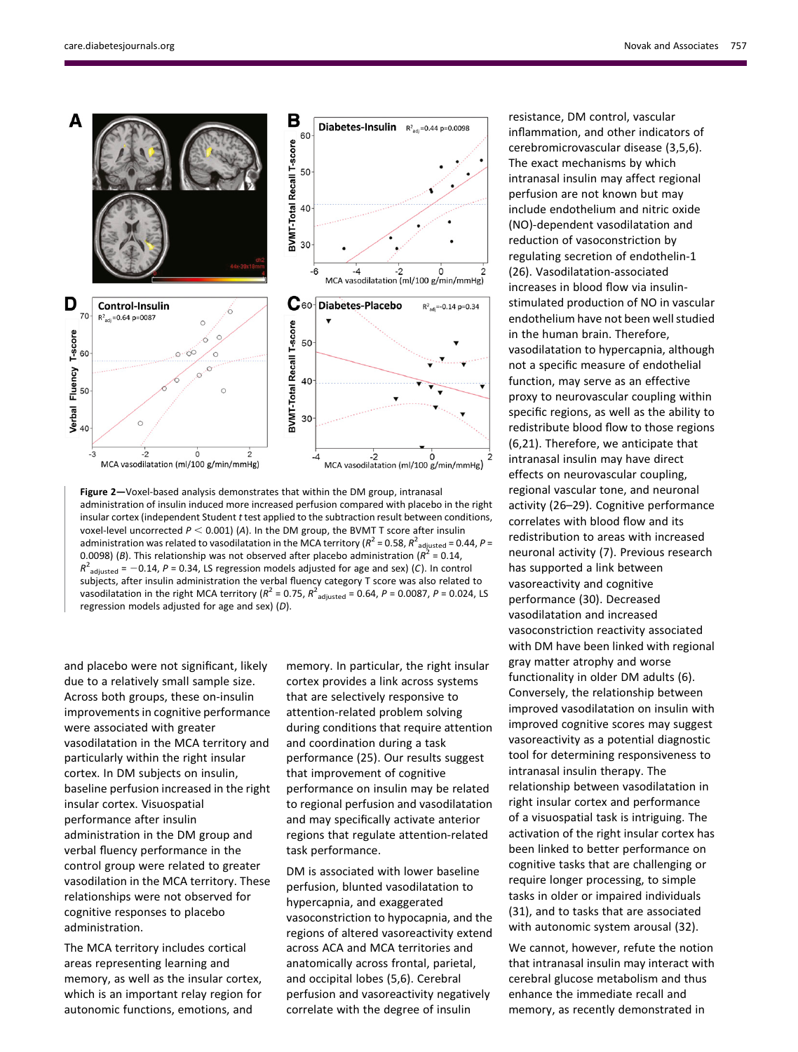Figure 2—Voxel-based analysis demonstrates that within the DM group, intranasal administration of insulin induced more increased perfusion compared with placebo in the right insular cortex (independent Student t test applied to the subtraction result between conditions, voxel-level uncorrected $P < 0.001$) (A). In the DM group, the BVMT T score after insulin administration was related to vasodilatation in the MCA territory ($R^2 = 0.58$, $R^2_{adjusted} = 0.44$, $P = 0.0098$) (B). This relationship was not observed after placebo administration ($R^2 = 0.14$, $R^2_{adjusted} = -0.14$, $P = 0.34$, LS regression models adjusted for age and sex) (C). In control subjects, after insulin administration the verbal fluency category T score was also related to vasodilatation in the right MCA territory ($R^2 = 0.75$, $R^2_{adjusted} = 0.64$, $P = 0.0087$, $P = 0.024$, LS regression models adjusted for age and sex) (D).

and placebo were not significant, likely due to a relatively small sample size. Across both groups, these on-insulin improvements in cognitive performance were associated with greater vasodilatation in the MCA territory and particularly within the right insular cortex. In DM subjects on insulin, baseline perfusion increased in the right insular cortex. Visuospatial performance after insulin administration in the DM group and verbal fluency performance in the control group were related to greater vasodilation in the MCA territory. These relationships were not observed for cognitive responses to placebo administration.

The MCA territory includes cortical areas representing learning and memory, as well as the insular cortex, which is an important relay region for autonomic functions, emotions, and memory. In particular, the right insular cortex provides a link across systems that are selectively responsive to attention-related problem solving during conditions that require attention and coordination during a task performance (25). Our results suggest that improvement of cognitive performance on insulin may be related to regional perfusion and vasodilatation and may specifically activate anterior regions that regulate attention-related task performance.

DM is associated with lower baseline perfusion, blunted vasodilatation to hypercapnia, and exaggerated vasoconstriction to hypocapnia, and the regions of altered vasoreactivity extend across ACA and MCA territories and anatomically across frontal, parietal, and occipital lobes (5,6). Cerebral perfusion and vasoreactivity negatively correlate with the degree of insulin resistance, DM control, vascular inflammation, and other indicators of cerebromicrovascular disease (3,5,6). The exact mechanisms by which intranasal insulin may affect regional perfusion are not known but may include endothelium and nitric oxide (NO)-dependent vasodilatation and reduction of vasoconstriction by regulating secretion of endothelin-1 (26). Vasodilatation-associated increases in blood flow via insulin-stimulated production of NO in vascular endothelium have not been well studied in the human brain. Therefore, vasodilatation to hypercapnia, although not a specific measure of endothelial function, may serve as an effective proxy to neurovascular coupling within specific regions, as well as the ability to redistribute blood flow to those regions (6,21). Therefore, we anticipate that intranasal insulin may have direct effects on neurovascular coupling, regional vascular tone, and neuronal activity (26–29). Cognitive performance correlates with blood flow and its redistribution to areas with increased neuronal activity (7). Previous research has supported a link between vasoreactivity and cognitive performance (30). Decreased vasodilatation and increased vasoconstriction reactivity associated with DM have been linked with regional gray matter atrophy and worse functionality in older DM adults (6). Conversely, the relationship between improved vasodilatation on insulin with improved cognitive scores may suggest vasoreactivity as a potential diagnostic tool for determining responsiveness to intranasal insulin therapy. The relationship between vasodilatation in right insular cortex and performance of a visuospatial task is intriguing. The activation of the right insular cortex has been linked to better performance on cognitive tasks that are challenging or require longer processing, to simple tasks in older or impaired individuals (31), and to tasks that are associated with autonomic system arousal (32).

We cannot, however, refute the notion that intranasal insulin may interact with cerebral glucose metabolism and thus enhance the immediate recall and memory, as recently demonstrated in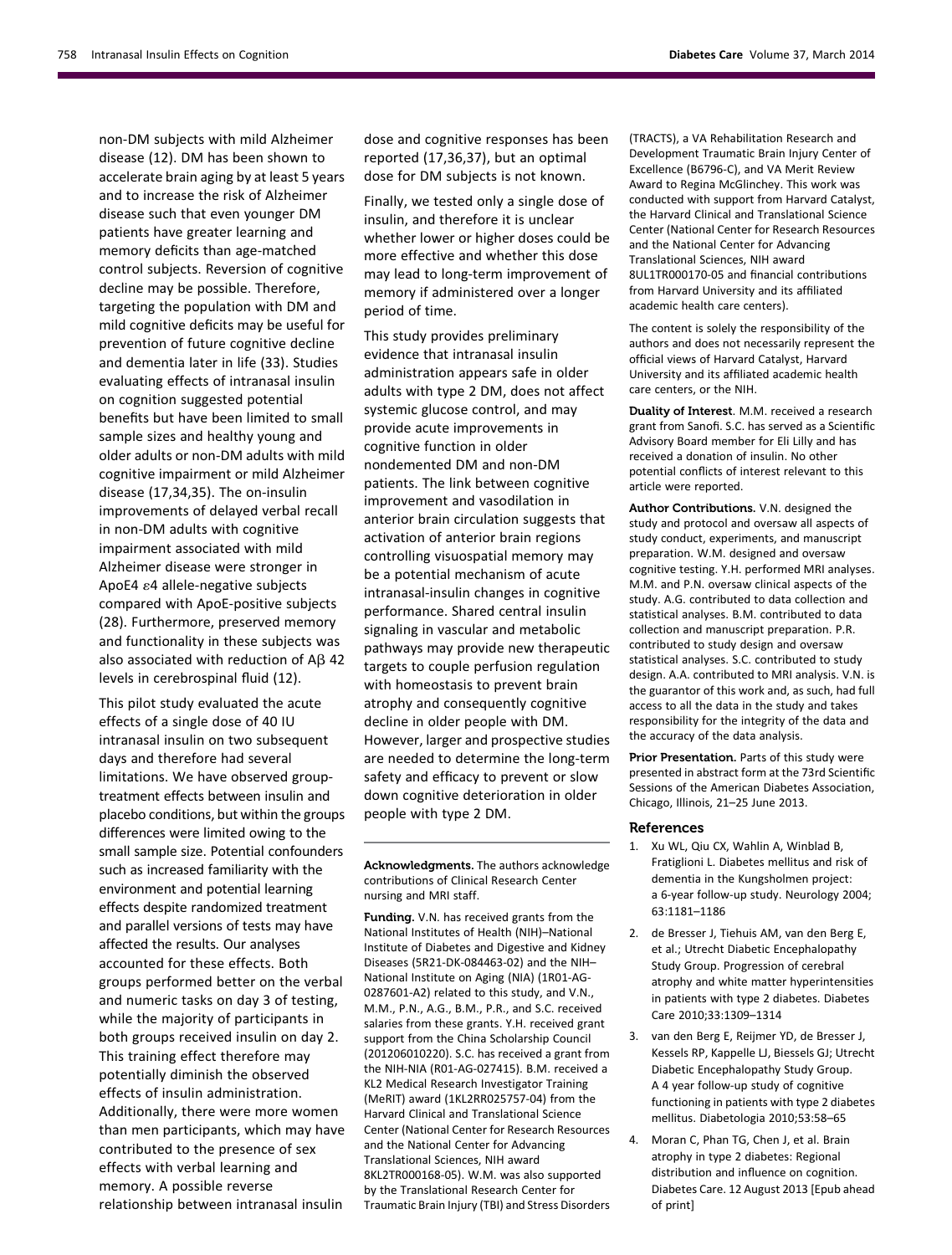non-DM subjects with mild Alzheimer disease (12). DM has been shown to accelerate brain aging by at least 5 years and to increase the risk of Alzheimer disease such that even younger DM patients have greater learning and memory deficits than age-matched control subjects. Reversion of cognitive decline may be possible. Therefore, targeting the population with DM and mild cognitive deficits may be useful for prevention of future cognitive decline and dementia later in life (33). Studies evaluating effects of intranasal insulin on cognition suggested potential benefits but have been limited to small sample sizes and healthy young and older adults or non-DM adults with mild cognitive impairment or mild Alzheimer disease (17,34,35). The on-insulin improvements of delayed verbal recall in non-DM adults with cognitive impairment associated with mild Alzheimer disease were stronger in ApoE4 $\varepsilon$4 allele-negative subjects compared with ApoE-positive subjects (28). Furthermore, preserved memory and functionality in these subjects was also associated with reduction of A$\beta$ 42 levels in cerebrospinal fluid (12).

This pilot study evaluated the acute effects of a single dose of 40 IU intranasal insulin on two subsequent days and therefore had several limitations. We have observed group-treatment effects between insulin and placebo conditions, but within the groups differences were limited owing to the small sample size. Potential confounders such as increased familiarity with the environment and potential learning effects despite randomized treatment and parallel versions of tests may have affected the results. Our analyses accounted for these effects. Both groups performed better on the verbal and numeric tasks on day 3 of testing, while the majority of participants in both groups received insulin on day 2. This training effect therefore may potentially diminish the observed effects of insulin administration. Additionally, there were more women than men participants, which may have contributed to the presence of sex effects with verbal learning and memory. A possible reverse relationship between intranasal insulin dose and cognitive responses has been reported (17,36,37), but an optimal dose for DM subjects is not known.

Finally, we tested only a single dose of insulin, and therefore it is unclear whether lower or higher doses could be more effective and whether this dose may lead to long-term improvement of memory if administered over a longer period of time.

This study provides preliminary evidence that intranasal insulin administration appears safe in older adults with type 2 DM, does not affect systemic glucose control, and may provide acute improvements in cognitive function in older nondemented DM and non-DM patients. The link between cognitive improvement and vasodilation in anterior brain circulation suggests that activation of anterior brain regions controlling visuospatial memory may be a potential mechanism of acute intranasal-insulin changes in cognitive performance. Shared central insulin signaling in vascular and metabolic pathways may provide new therapeutic targets to couple perfusion regulation with homeostasis to prevent brain atrophy and consequently cognitive decline in older people with DM. However, larger and prospective studies are needed to determine the long-term safety and efficacy to prevent or slow down cognitive deterioration in older people with type 2 DM.

**Acknowledgments.** The authors acknowledge contributions of Clinical Research Center nursing and MRI staff.

**Funding.** V.N. has received grants from the National Institutes of Health (NIH)–National Institute of Diabetes and Digestive and Kidney Diseases (5R21-DK-084463-02) and the NIH–National Institute on Aging (NIA) (1R01-AG-0287601-A2) related to this study, and V.N., M.M., P.N., A.G., B.M., P.R., and S.C. received salaries from these grants. Y.H. received grant support from the China Scholarship Council (201206010220). S.C. has received a grant from the NIH-NIA (R01-AG-027415). B.M. received a KL2 Medical Research Investigator Training (MeRIT) award (1KL2RR025757-04) from the Harvard Clinical and Translational Science Center (National Center for Research Resources and the National Center for Advancing Translational Sciences, NIH award 8KL2TR000168-05). W.M. was also supported by the Translational Research Center for Traumatic Brain Injury (TBI) and Stress Disorders (TRACTS), a VA Rehabilitation Research and Development Traumatic Brain Injury Center of Excellence (B6796-C), and VA Merit Review Award to Regina McGlinchey. This work was conducted with support from Harvard Catalyst, the Harvard Clinical and Translational Science Center (National Center for Research Resources and the National Center for Advancing Translational Sciences, NIH award 8UL1TR000170-05 and financial contributions from Harvard University and its affiliated academic health care centers).

The content is solely the responsibility of the authors and does not necessarily represent the official views of Harvard Catalyst, Harvard University and its affiliated academic health care centers, or the NIH.

**Duality of Interest.** M.M. received a research grant from Sanofi. S.C. has served as a Scientific Advisory Board member for Eli Lilly and has received a donation of insulin. No other potential conflicts of interest relevant to this article were reported.

**Author Contributions.** V.N. designed the study and protocol and oversaw all aspects of study conduct, experiments, and manuscript preparation. W.M. designed and oversaw cognitive testing. Y.H. performed MRI analyses. M.M. and P.N. oversaw clinical aspects of the study. A.G. contributed to data collection and statistical analyses. B.M. contributed to data collection and manuscript preparation. P.R. contributed to study design and oversaw statistical analyses. S.C. contributed to study design. A.A. contributed to MRI analysis. V.N. is the guarantor of this work and, as such, had full access to all the data in the study and takes responsibility for the integrity of the data and the accuracy of the data analysis.

**Prior Presentation.** Parts of this study were presented in abstract form at the 73rd Scientific Sessions of the American Diabetes Association, Chicago, Illinois, 21–25 June 2013.

## References

1. Xu WL, Qiu CX, Wahlin A, Winblad B, Fratiglioni L. Diabetes mellitus and risk of dementia in the Kungsholmen project: a 6-year follow-up study. Neurology 2004; 63:1181–1186
2. de Bresser J, Tiehuis AM, van den Berg E, et al.; Utrecht Diabetic Encephalopathy Study Group. Progression of cerebral atrophy and white matter hyperintensities in patients with type 2 diabetes. Diabetes Care 2010;33:1309–1314
3. van den Berg E, Reijmer YD, de Bresser J, Kessels RP, Kappelle LJ, Biessels GJ; Utrecht Diabetic Encephalopathy Study Group. A 4 year follow-up study of cognitive functioning in patients with type 2 diabetes mellitus. Diabetologia 2010;53:58–65
4. Moran C, Phan TG, Chen J, et al. Brain atrophy in type 2 diabetes: Regional distribution and influence on cognition. Diabetes Care. 12 August 2013 [Epub ahead of print]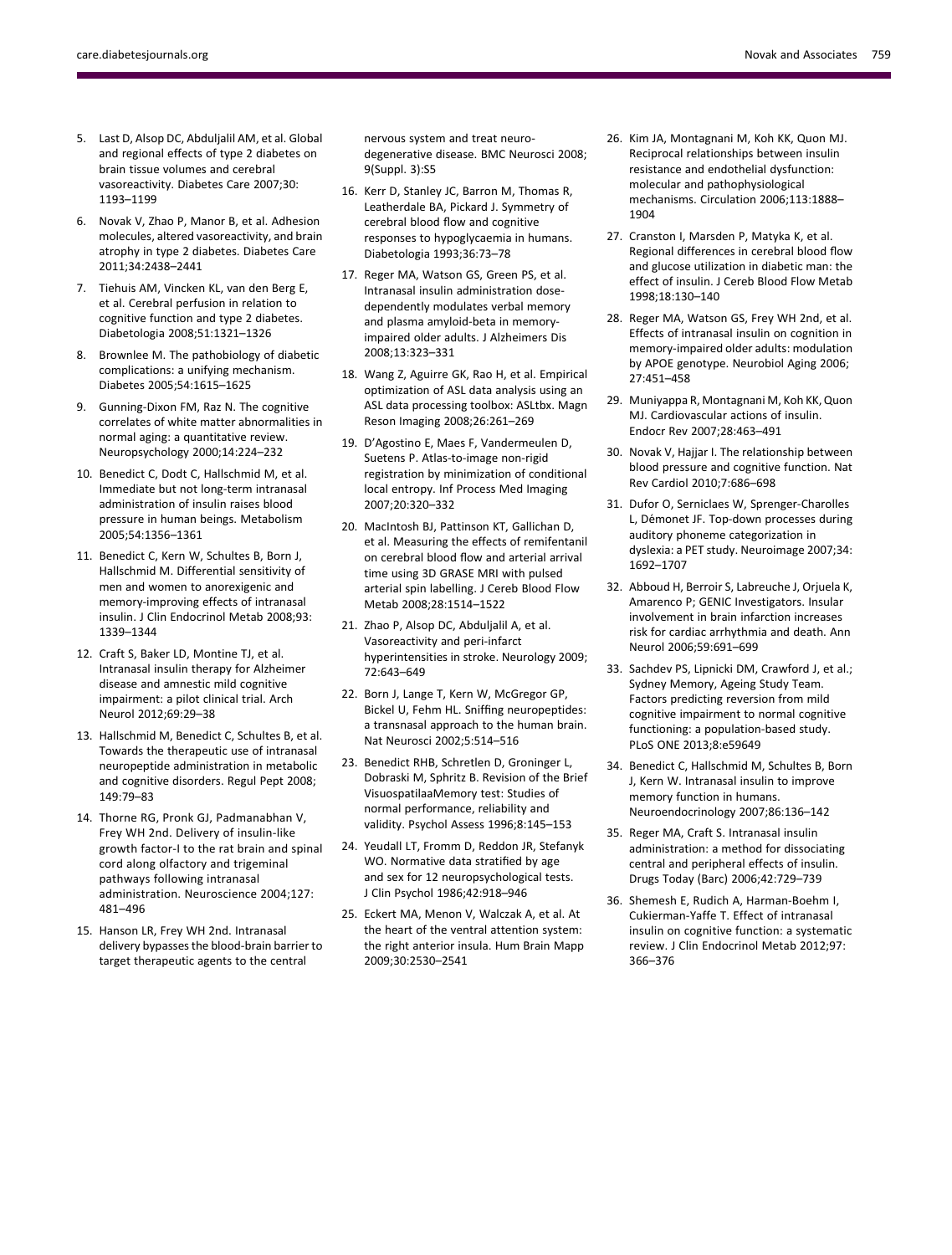5. Last D, Alsop DC, Abduljalil AM, et al. Global and regional effects of type 2 diabetes on brain tissue volumes and cerebral vasoreactivity. Diabetes Care 2007;30: 1193–1199

6. Novak V, Zhao P, Manor B, et al. Adhesion molecules, altered vasoreactivity, and brain atrophy in type 2 diabetes. Diabetes Care 2011;34:2438–2441

7. Tiehuis AM, Vincken KL, van den Berg E, et al. Cerebral perfusion in relation to cognitive function and type 2 diabetes. Diabetologia 2008;51:1321–1326

8. Brownlee M. The pathobiology of diabetic complications: a unifying mechanism. Diabetes 2005;54:1615–1625

9. Gunning-Dixon FM, Raz N. The cognitive correlates of white matter abnormalities in normal aging: a quantitative review. Neuropsychology 2000;14:224–232

10. Benedict C, Dodt C, Hallschmid M, et al. Immediate but not long-term intranasal administration of insulin raises blood pressure in human beings. Metabolism 2005;54:1356–1361

11. Benedict C, Kern W, Schultes B, Born J, Hallschmid M. Differential sensitivity of men and women to anorexigenic and memory-improving effects of intranasal insulin. J Clin Endocrinol Metab 2008;93: 1339–1344

12. Craft S, Baker LD, Montine TJ, et al. Intranasal insulin therapy for Alzheimer disease and amnestic mild cognitive impairment: a pilot clinical trial. Arch Neurol 2012;69:29–38

13. Hallschmid M, Benedict C, Schultes B, et al. Towards the therapeutic use of intranasal neuropeptide administration in metabolic and cognitive disorders. Regul Pept 2008; 149:79–83

14. Thorne RG, Pronk GJ, Padmanabhan V, Frey WH 2nd. Delivery of insulin-like growth factor-I to the rat brain and spinal cord along olfactory and trigeminal pathways following intranasal administration. Neuroscience 2004;127: 481–496

15. Hanson LR, Frey WH 2nd. Intranasal delivery bypasses the blood-brain barrier to target therapeutic agents to the central nervous system and treat neuro-degenerative disease. BMC Neurosci 2008; 9(Suppl. 3):S5

16. Kerr D, Stanley JC, Barron M, Thomas R, Leatherdale BA, Pickard J. Symmetry of cerebral blood flow and cognitive responses to hypoglycaemia in humans. Diabetologia 1993;36:73–78

17. Reger MA, Watson GS, Green PS, et al. Intranasal insulin administration dose-dependently modulates verbal memory and plasma amyloid-beta in memory-impaired older adults. J Alzheimers Dis 2008;13:323–331

18. Wang Z, Aguirre GK, Rao H, et al. Empirical optimization of ASL data analysis using an ASL data processing toolbox: ASLtbx. Magn Reson Imaging 2008;26:261–269

19. D'Agostino E, Maes F, Vandermeulen D, Suetens P. Atlas-to-image non-rigid registration by minimization of conditional local entropy. Inf Process Med Imaging 2007;20:320–332

20. MacIntosh BJ, Pattinson KT, Gallichan D, et al. Measuring the effects of remifentanil on cerebral blood flow and arterial arrival time using 3D GRASE MRI with pulsed arterial spin labelling. J Cereb Blood Flow Metab 2008;28:1514–1522

21. Zhao P, Alsop DC, Abduljalil A, et al. Vasoreactivity and peri-infarct hyperintensities in stroke. Neurology 2009; 72:643–649

22. Born J, Lange T, Kern W, McGregor GP, Bickel U, Fehm HL. Sniffing neuropeptides: a transnasal approach to the human brain. Nat Neurosci 2002;5:514–516

23. Benedict RHB, Schretlen D, Groninger L, Dobraski M, Sphritz B. Revision of the Brief VisuospatilaaMemory test: Studies of normal performance, reliability and validity. Psychol Assess 1996;8:145–153

24. Yeudall LT, Fromm D, Reddon JR, Stefanyk WO. Normative data stratified by age and sex for 12 neuropsychological tests. J Clin Psychol 1986;42:918–946

25. Eckert MA, Menon V, Walczak A, et al. At the heart of the ventral attention system: the right anterior insula. Hum Brain Mapp 2009;30:2530–2541

26. Kim JA, Montagnani M, Koh KK, Quon MJ. Reciprocal relationships between insulin resistance and endothelial dysfunction: molecular and pathophysiological mechanisms. Circulation 2006;113:1888–1904

27. Cranston I, Marsden P, Matyka K, et al. Regional differences in cerebral blood flow and glucose utilization in diabetic man: the effect of insulin. J Cereb Blood Flow Metab 1998;18:130–140

28. Reger MA, Watson GS, Frey WH 2nd, et al. Effects of intranasal insulin on cognition in memory-impaired older adults: modulation by APOE genotype. Neurobiol Aging 2006; 27:451–458

29. Muniyappa R, Montagnani M, Koh KK, Quon MJ. Cardiovascular actions of insulin. Endocr Rev 2007;28:463–491

30. Novak V, Hajjar I. The relationship between blood pressure and cognitive function. Nat Rev Cardiol 2010;7:686–698

31. Dufor O, Serniclaes W, Sprenger-Charolles L, Démonet JF. Top-down processes during auditory phoneme categorization in dyslexia: a PET study. Neuroimage 2007;34: 1692–1707

32. Abboud H, Berroir S, Labreuche J, Orjuela K, Amarenco P; GENIC Investigators. Insular involvement in brain infarction increases risk for cardiac arrhythmia and death. Ann Neurol 2006;59:691–699

33. Sachdev PS, Lipnicki DM, Crawford J, et al.; Sydney Memory, Ageing Study Team. Factors predicting reversion from mild cognitive impairment to normal cognitive functioning: a population-based study. PLoS ONE 2013;8:e59649

34. Benedict C, Hallschmid M, Schultes B, Born J, Kern W. Intranasal insulin to improve memory function in humans. Neuroendocrinology 2007;86:136–142

35. Reger MA, Craft S. Intranasal insulin administration: a method for dissociating central and peripheral effects of insulin. Drugs Today (Barc) 2006;42:729–739

36. Shemesh E, Rudich A, Harman-Boehm I, Cukierman-Yaffe T. Effect of intranasal insulin on cognitive function: a systematic review. J Clin Endocrinol Metab 2012;97: 366–376